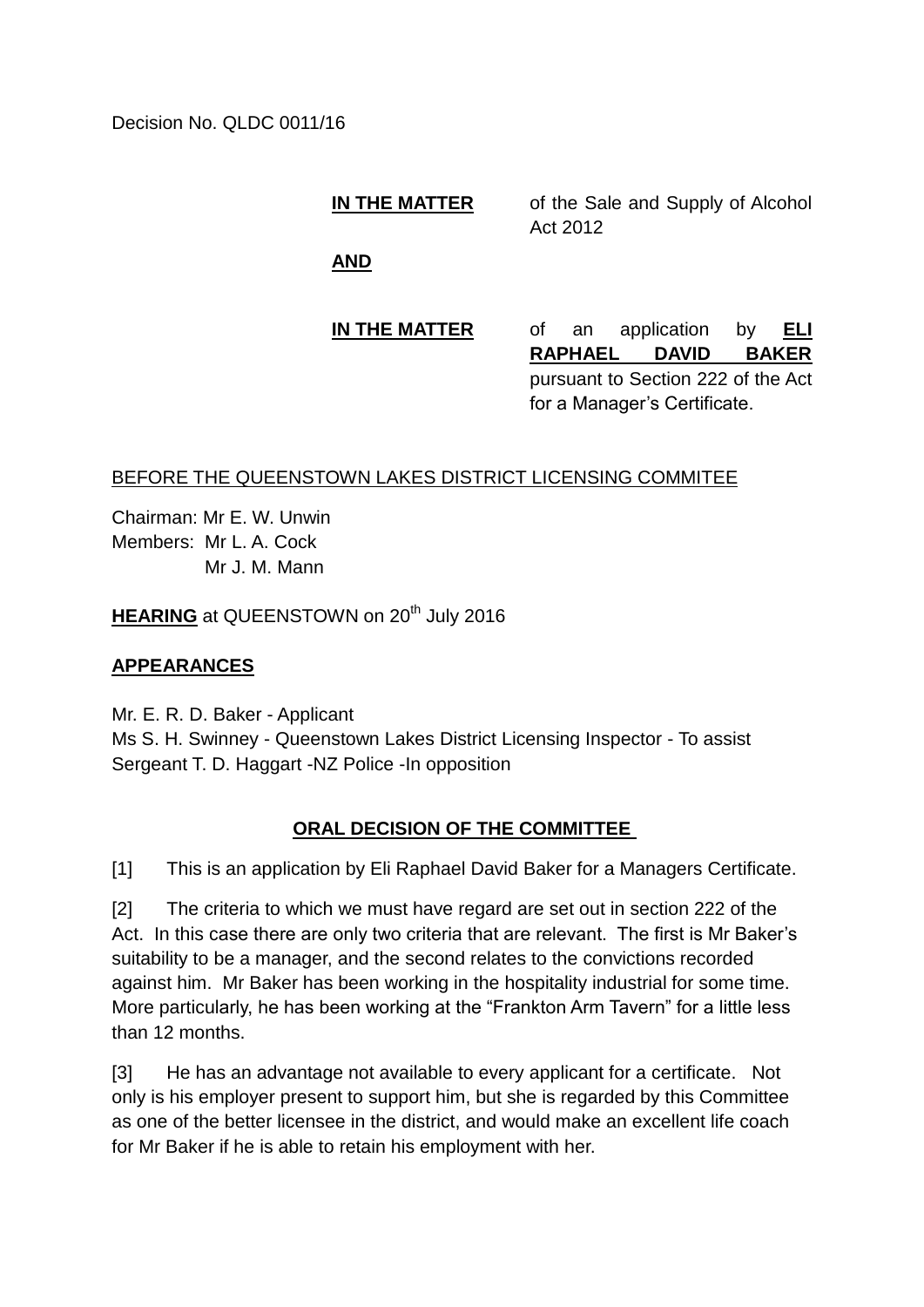Decision No. QLDC 0011/16

**IN THE MATTER** of the Sale and Supply of Alcohol Act 2012

**AND**

**IN THE MATTER** of an application by **ELI RAPHAEL DAVID BAKER** pursuant to Section 222 of the Act for a Manager's Certificate.

BEFORE THE QUEENSTOWN LAKES DISTRICT LICENSING COMMITEE

Chairman: Mr E. W. Unwin
Members: Mr L. A. Cock
Mr J. M. Mann

**HEARING** at QUEENSTOWN on 20th July 2016

**APPEARANCES**

Mr. E. R. D. Baker - Applicant
Ms S. H. Swinney - Queenstown Lakes District Licensing Inspector - To assist
Sergeant T. D. Haggart -NZ Police -In opposition

## ORAL DECISION OF THE COMMITTEE

[1] This is an application by Eli Raphael David Baker for a Managers Certificate.

[2] The criteria to which we must have regard are set out in section 222 of the Act. In this case there are only two criteria that are relevant. The first is Mr Baker's suitability to be a manager, and the second relates to the convictions recorded against him. Mr Baker has been working in the hospitality industrial for some time. More particularly, he has been working at the "Frankton Arm Tavern" for a little less than 12 months.

[3] He has an advantage not available to every applicant for a certificate. Not only is his employer present to support him, but she is regarded by this Committee as one of the better licensee in the district, and would make an excellent life coach for Mr Baker if he is able to retain his employment with her.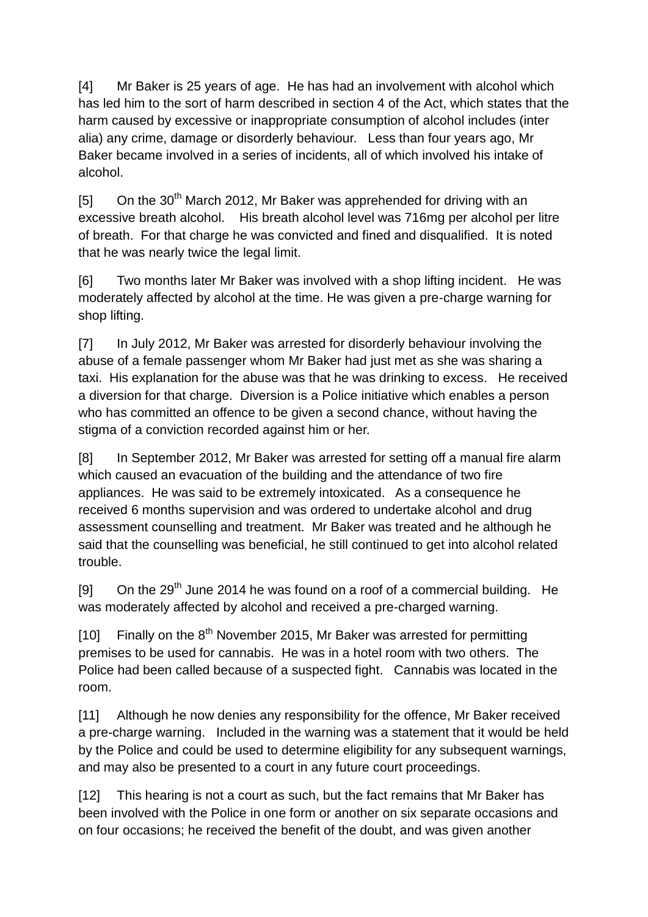[4] Mr Baker is 25 years of age. He has had an involvement with alcohol which has led him to the sort of harm described in section 4 of the Act, which states that the harm caused by excessive or inappropriate consumption of alcohol includes (inter alia) any crime, damage or disorderly behaviour. Less than four years ago, Mr Baker became involved in a series of incidents, all of which involved his intake of alcohol.

[5] On the 30th March 2012, Mr Baker was apprehended for driving with an excessive breath alcohol. His breath alcohol level was 716mg per alcohol per litre of breath. For that charge he was convicted and fined and disqualified. It is noted that he was nearly twice the legal limit.

[6] Two months later Mr Baker was involved with a shop lifting incident. He was moderately affected by alcohol at the time. He was given a pre-charge warning for shop lifting.

[7] In July 2012, Mr Baker was arrested for disorderly behaviour involving the abuse of a female passenger whom Mr Baker had just met as she was sharing a taxi. His explanation for the abuse was that he was drinking to excess. He received a diversion for that charge. Diversion is a Police initiative which enables a person who has committed an offence to be given a second chance, without having the stigma of a conviction recorded against him or her.

[8] In September 2012, Mr Baker was arrested for setting off a manual fire alarm which caused an evacuation of the building and the attendance of two fire appliances. He was said to be extremely intoxicated. As a consequence he received 6 months supervision and was ordered to undertake alcohol and drug assessment counselling and treatment. Mr Baker was treated and he although he said that the counselling was beneficial, he still continued to get into alcohol related trouble.

[9] On the 29th June 2014 he was found on a roof of a commercial building. He was moderately affected by alcohol and received a pre-charged warning.

[10] Finally on the 8th November 2015, Mr Baker was arrested for permitting premises to be used for cannabis. He was in a hotel room with two others. The Police had been called because of a suspected fight. Cannabis was located in the room.

[11] Although he now denies any responsibility for the offence, Mr Baker received a pre-charge warning. Included in the warning was a statement that it would be held by the Police and could be used to determine eligibility for any subsequent warnings, and may also be presented to a court in any future court proceedings.

[12] This hearing is not a court as such, but the fact remains that Mr Baker has been involved with the Police in one form or another on six separate occasions and on four occasions; he received the benefit of the doubt, and was given another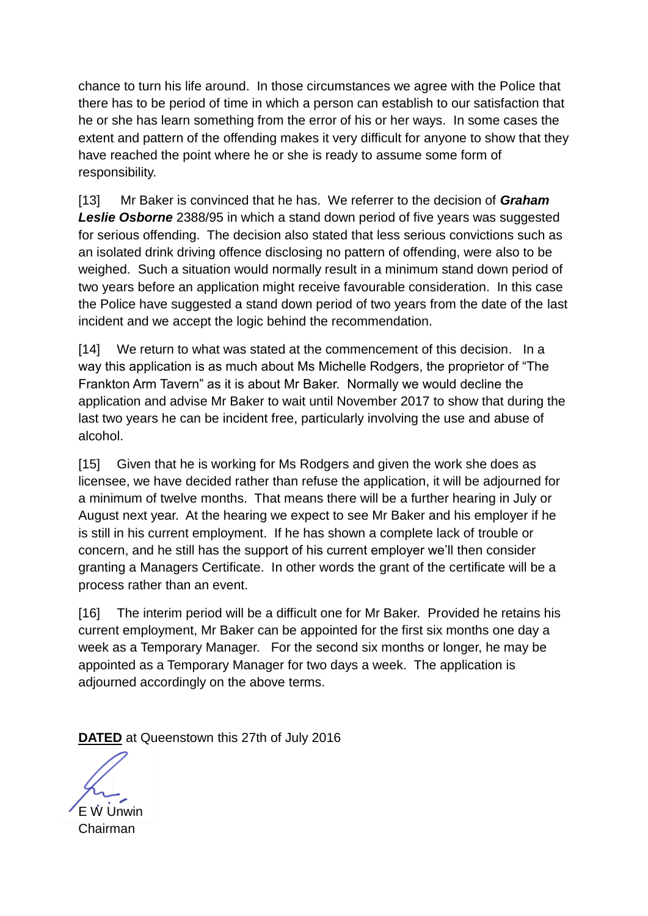chance to turn his life around. In those circumstances we agree with the Police that there has to be period of time in which a person can establish to our satisfaction that he or she has learn something from the error of his or her ways. In some cases the extent and pattern of the offending makes it very difficult for anyone to show that they have reached the point where he or she is ready to assume some form of responsibility.

[13] Mr Baker is convinced that he has. We referrer to the decision of ***Graham Leslie Osborne*** 2388/95 in which a stand down period of five years was suggested for serious offending. The decision also stated that less serious convictions such as an isolated drink driving offence disclosing no pattern of offending, were also to be weighed. Such a situation would normally result in a minimum stand down period of two years before an application might receive favourable consideration. In this case the Police have suggested a stand down period of two years from the date of the last incident and we accept the logic behind the recommendation.

[14] We return to what was stated at the commencement of this decision. In a way this application is as much about Ms Michelle Rodgers, the proprietor of "The Frankton Arm Tavern" as it is about Mr Baker. Normally we would decline the application and advise Mr Baker to wait until November 2017 to show that during the last two years he can be incident free, particularly involving the use and abuse of alcohol.

[15] Given that he is working for Ms Rodgers and given the work she does as licensee, we have decided rather than refuse the application, it will be adjourned for a minimum of twelve months. That means there will be a further hearing in July or August next year. At the hearing we expect to see Mr Baker and his employer if he is still in his current employment. If he has shown a complete lack of trouble or concern, and he still has the support of his current employer we'll then consider granting a Managers Certificate. In other words the grant of the certificate will be a process rather than an event.

[16] The interim period will be a difficult one for Mr Baker. Provided he retains his current employment, Mr Baker can be appointed for the first six months one day a week as a Temporary Manager. For the second six months or longer, he may be appointed as a Temporary Manager for two days a week. The application is adjourned accordingly on the above terms.

**<u>DATED</u>** at Queenstown this 27th of July 2016

E W Unwin
Chairman